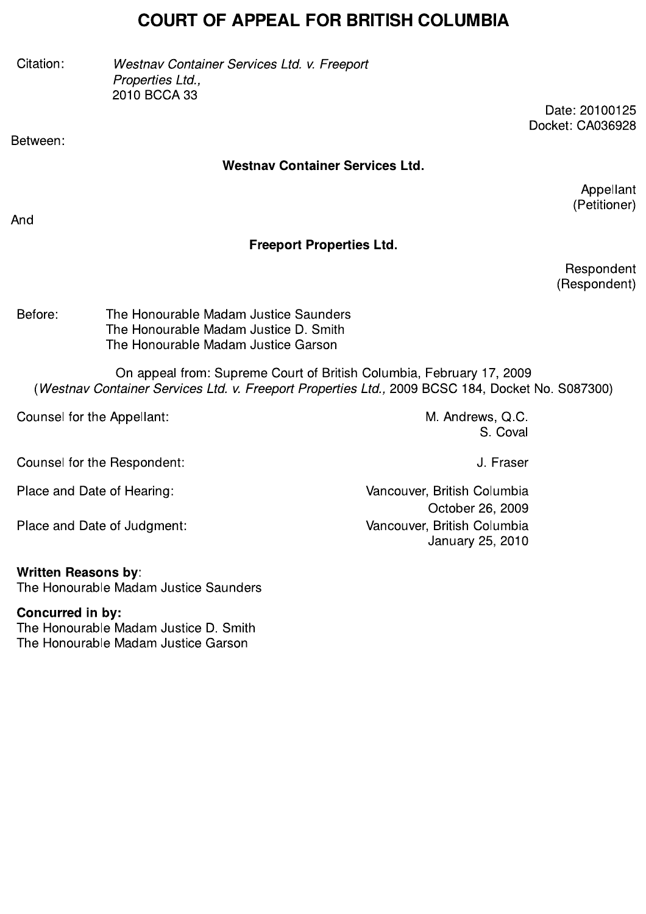# COURT OF APPEAL FOR BRITISH COLUMBIA

Citation: *Westnav Container Services Ltd. v. Freeport Properties Ltd.,* 2010 BCCA 33

Date: 20100125
Docket: CA036928

Between:

**Westnav Container Services Ltd.**

Appellant
(Petitioner)

And

**Freeport Properties Ltd.**

Respondent
(Respondent)

Before: The Honourable Madam Justice Saunders
The Honourable Madam Justice D. Smith
The Honourable Madam Justice Garson

On appeal from: Supreme Court of British Columbia, February 17, 2009
(*Westnav Container Services Ltd. v. Freeport Properties Ltd.,* 2009 BCSC 184, Docket No. S087300)

Counsel for the Appellant: M. Andrews, Q.C.
S. Coval

Counsel for the Respondent: J. Fraser

Place and Date of Hearing: Vancouver, British Columbia
October 26, 2009

Place and Date of Judgment: Vancouver, British Columbia
January 25, 2010

**Written Reasons by**:
The Honourable Madam Justice Saunders

**Concurred in by:**
The Honourable Madam Justice D. Smith
The Honourable Madam Justice Garson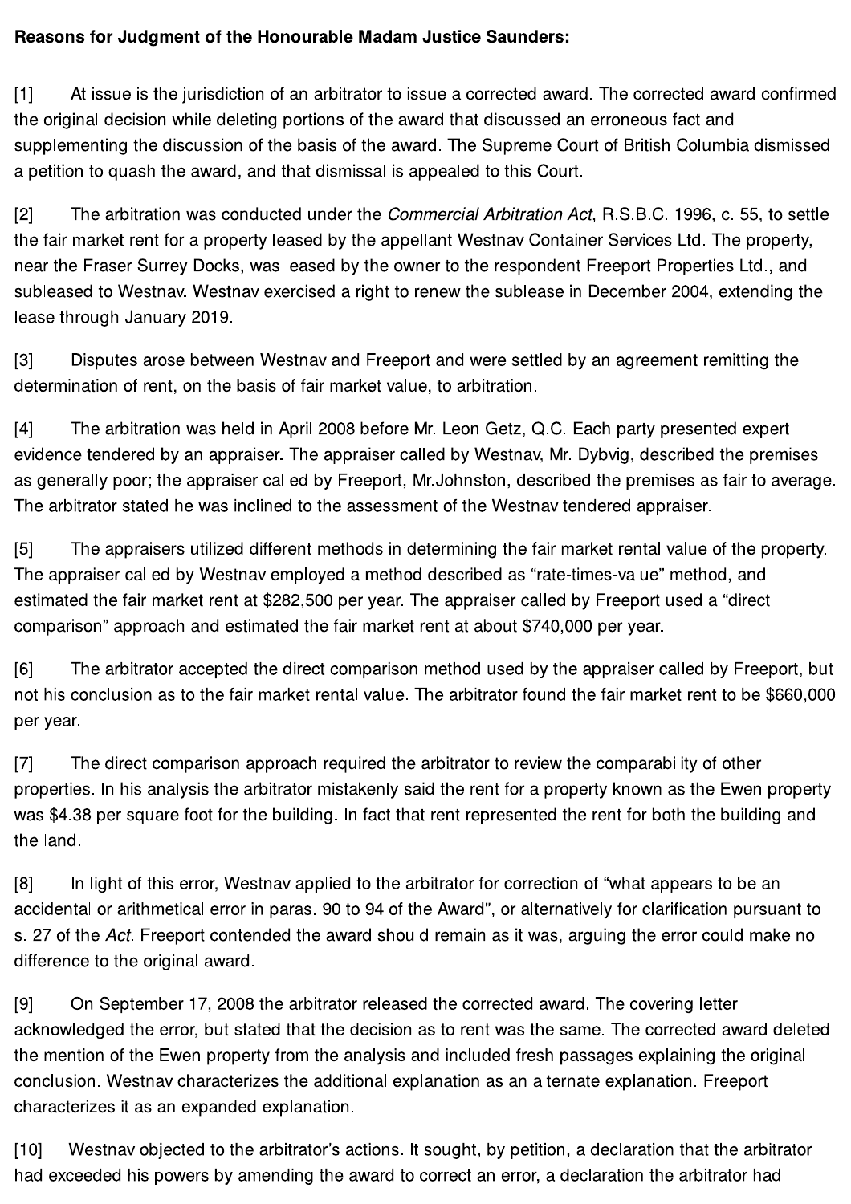**Reasons for Judgment of the Honourable Madam Justice Saunders:**

[1] At issue is the jurisdiction of an arbitrator to issue a corrected award. The corrected award confirmed the original decision while deleting portions of the award that discussed an erroneous fact and supplementing the discussion of the basis of the award. The Supreme Court of British Columbia dismissed a petition to quash the award, and that dismissal is appealed to this Court.

[2] The arbitration was conducted under the *Commercial Arbitration Act*, R.S.B.C. 1996, c. 55, to settle the fair market rent for a property leased by the appellant Westnav Container Services Ltd. The property, near the Fraser Surrey Docks, was leased by the owner to the respondent Freeport Properties Ltd., and subleased to Westnav. Westnav exercised a right to renew the sublease in December 2004, extending the lease through January 2019.

[3] Disputes arose between Westnav and Freeport and were settled by an agreement remitting the determination of rent, on the basis of fair market value, to arbitration.

[4] The arbitration was held in April 2008 before Mr. Leon Getz, Q.C. Each party presented expert evidence tendered by an appraiser. The appraiser called by Westnav, Mr. Dybvig, described the premises as generally poor; the appraiser called by Freeport, Mr.Johnston, described the premises as fair to average. The arbitrator stated he was inclined to the assessment of the Westnav tendered appraiser.

[5] The appraisers utilized different methods in determining the fair market rental value of the property. The appraiser called by Westnav employed a method described as "rate-times-value" method, and estimated the fair market rent at $282,500 per year. The appraiser called by Freeport used a "direct comparison" approach and estimated the fair market rent at about $740,000 per year.

[6] The arbitrator accepted the direct comparison method used by the appraiser called by Freeport, but not his conclusion as to the fair market rental value. The arbitrator found the fair market rent to be $660,000 per year.

[7] The direct comparison approach required the arbitrator to review the comparability of other properties. In his analysis the arbitrator mistakenly said the rent for a property known as the Ewen property was $4.38 per square foot for the building. In fact that rent represented the rent for both the building and the land.

[8] In light of this error, Westnav applied to the arbitrator for correction of "what appears to be an accidental or arithmetical error in paras. 90 to 94 of the Award", or alternatively for clarification pursuant to s. 27 of the *Act*. Freeport contended the award should remain as it was, arguing the error could make no difference to the original award.

[9] On September 17, 2008 the arbitrator released the corrected award. The covering letter acknowledged the error, but stated that the decision as to rent was the same. The corrected award deleted the mention of the Ewen property from the analysis and included fresh passages explaining the original conclusion. Westnav characterizes the additional explanation as an alternate explanation. Freeport characterizes it as an expanded explanation.

[10] Westnav objected to the arbitrator's actions. It sought, by petition, a declaration that the arbitrator had exceeded his powers by amending the award to correct an error, a declaration the arbitrator had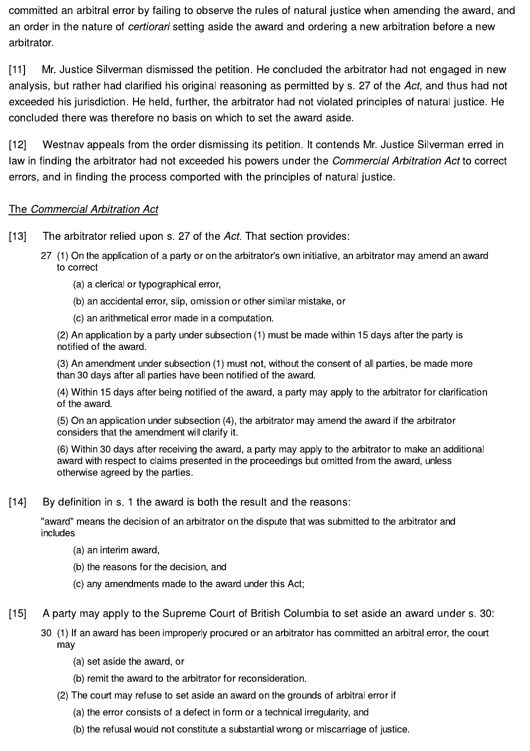committed an arbitral error by failing to observe the rules of natural justice when amending the award, and an order in the nature of *certiorari* setting aside the award and ordering a new arbitration before a new arbitrator.

[11] Mr. Justice Silverman dismissed the petition. He concluded the arbitrator had not engaged in new analysis, but rather had clarified his original reasoning as permitted by s. 27 of the *Act*, and thus had not exceeded his jurisdiction. He held, further, the arbitrator had not violated principles of natural justice. He concluded there was therefore no basis on which to set the award aside.

[12] Westnav appeals from the order dismissing its petition. It contends Mr. Justice Silverman erred in law in finding the arbitrator had not exceeded his powers under the *Commercial Arbitration Act* to correct errors, and in finding the process comported with the principles of natural justice.

<u>The *Commercial Arbitration Act*</u>

[13] The arbitrator relied upon s. 27 of the *Act*. That section provides:

> 27 (1) On the application of a party or on the arbitrator's own initiative, an arbitrator may amend an award to correct
>
> (a) a clerical or typographical error,
>
> (b) an accidental error, slip, omission or other similar mistake, or
>
> (c) an arithmetical error made in a computation.
>
> (2) An application by a party under subsection (1) must be made within 15 days after the party is notified of the award.
>
> (3) An amendment under subsection (1) must not, without the consent of all parties, be made more than 30 days after all parties have been notified of the award.
>
> (4) Within 15 days after being notified of the award, a party may apply to the arbitrator for clarification of the award.
>
> (5) On an application under subsection (4), the arbitrator may amend the award if the arbitrator considers that the amendment will clarify it.
>
> (6) Within 30 days after receiving the award, a party may apply to the arbitrator to make an additional award with respect to claims presented in the proceedings but omitted from the award, unless otherwise agreed by the parties.

[14] By definition in s. 1 the award is both the result and the reasons:

> "award" means the decision of an arbitrator on the dispute that was submitted to the arbitrator and includes
>
> (a) an interim award,
>
> (b) the reasons for the decision, and
>
> (c) any amendments made to the award under this Act;

[15] A party may apply to the Supreme Court of British Columbia to set aside an award under s. 30:

> 30 (1) If an award has been improperly procured or an arbitrator has committed an arbitral error, the court may
>
> (a) set aside the award, or
>
> (b) remit the award to the arbitrator for reconsideration.
>
> (2) The court may refuse to set aside an award on the grounds of arbitral error if
>
> (a) the error consists of a defect in form or a technical irregularity, and
>
> (b) the refusal would not constitute a substantial wrong or miscarriage of justice.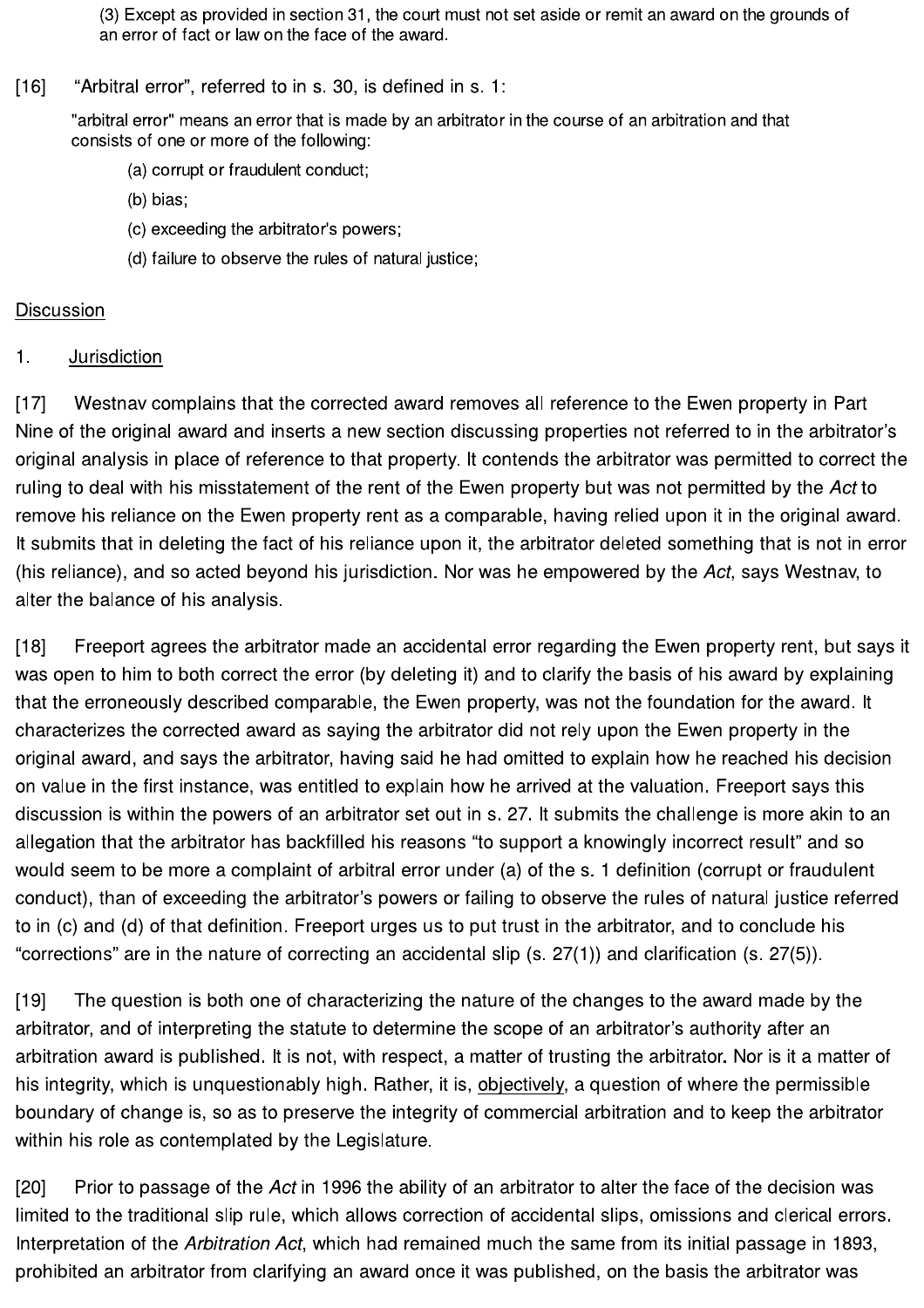(3) Except as provided in section 31, the court must not set aside or remit an award on the grounds of an error of fact or law on the face of the award.

[16] "Arbitral error", referred to in s. 30, is defined in s. 1:

"arbitral error" means an error that is made by an arbitrator in the course of an arbitration and that consists of one or more of the following:

(a) corrupt or fraudulent conduct;

(b) bias;

(c) exceeding the arbitrator's powers;

(d) failure to observe the rules of natural justice;

Discussion

1. Jurisdiction

[17] Westnav complains that the corrected award removes all reference to the Ewen property in Part Nine of the original award and inserts a new section discussing properties not referred to in the arbitrator's original analysis in place of reference to that property. It contends the arbitrator was permitted to correct the ruling to deal with his misstatement of the rent of the Ewen property but was not permitted by the *Act* to remove his reliance on the Ewen property rent as a comparable, having relied upon it in the original award. It submits that in deleting the fact of his reliance upon it, the arbitrator deleted something that is not in error (his reliance), and so acted beyond his jurisdiction. Nor was he empowered by the *Act*, says Westnav, to alter the balance of his analysis.

[18] Freeport agrees the arbitrator made an accidental error regarding the Ewen property rent, but says it was open to him to both correct the error (by deleting it) and to clarify the basis of his award by explaining that the erroneously described comparable, the Ewen property, was not the foundation for the award. It characterizes the corrected award as saying the arbitrator did not rely upon the Ewen property in the original award, and says the arbitrator, having said he had omitted to explain how he reached his decision on value in the first instance, was entitled to explain how he arrived at the valuation. Freeport says this discussion is within the powers of an arbitrator set out in s. 27. It submits the challenge is more akin to an allegation that the arbitrator has backfilled his reasons "to support a knowingly incorrect result" and so would seem to be more a complaint of arbitral error under (a) of the s. 1 definition (corrupt or fraudulent conduct), than of exceeding the arbitrator's powers or failing to observe the rules of natural justice referred to in (c) and (d) of that definition. Freeport urges us to put trust in the arbitrator, and to conclude his "corrections" are in the nature of correcting an accidental slip (s. 27(1)) and clarification (s. 27(5)).

[19] The question is both one of characterizing the nature of the changes to the award made by the arbitrator, and of interpreting the statute to determine the scope of an arbitrator's authority after an arbitration award is published. It is not, with respect, a matter of trusting the arbitrator. Nor is it a matter of his integrity, which is unquestionably high. Rather, it is, objectively, a question of where the permissible boundary of change is, so as to preserve the integrity of commercial arbitration and to keep the arbitrator within his role as contemplated by the Legislature.

[20] Prior to passage of the *Act* in 1996 the ability of an arbitrator to alter the face of the decision was limited to the traditional slip rule, which allows correction of accidental slips, omissions and clerical errors. Interpretation of the *Arbitration Act*, which had remained much the same from its initial passage in 1893, prohibited an arbitrator from clarifying an award once it was published, on the basis the arbitrator was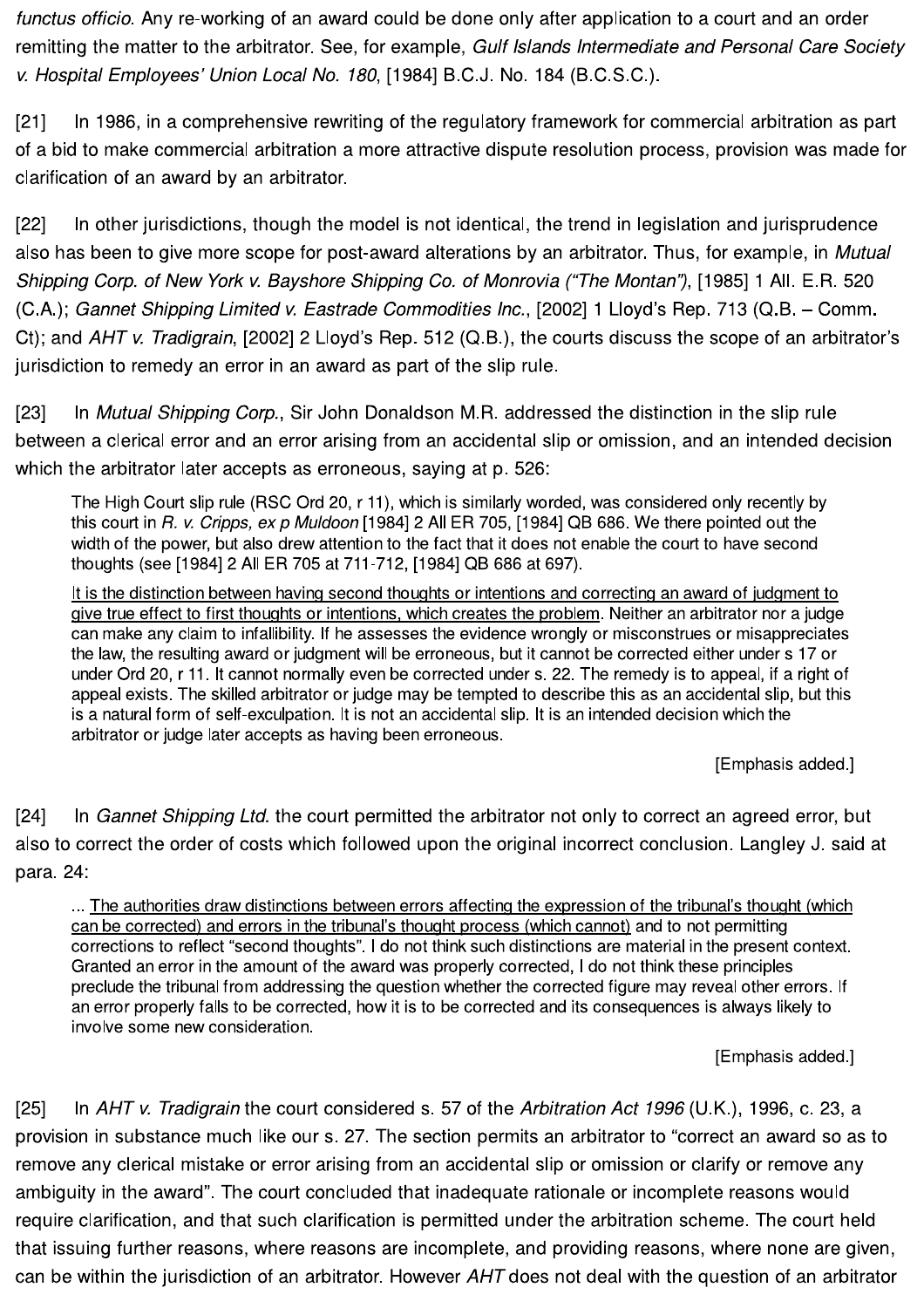*functus officio*. Any re-working of an award could be done only after application to a court and an order remitting the matter to the arbitrator. See, for example, *Gulf Islands Intermediate and Personal Care Society v. Hospital Employees' Union Local No. 180*, [1984] B.C.J. No. 184 (B.C.S.C.).

[21] In 1986, in a comprehensive rewriting of the regulatory framework for commercial arbitration as part of a bid to make commercial arbitration a more attractive dispute resolution process, provision was made for clarification of an award by an arbitrator.

[22] In other jurisdictions, though the model is not identical, the trend in legislation and jurisprudence also has been to give more scope for post-award alterations by an arbitrator. Thus, for example, in *Mutual Shipping Corp. of New York v. Bayshore Shipping Co. of Monrovia ("The Montan")*, [1985] 1 All. E.R. 520 (C.A.); *Gannet Shipping Limited v. Eastrade Commodities Inc.*, [2002] 1 Lloyd's Rep. 713 (Q.B. – Comm. Ct); and *AHT v. Tradigrain*, [2002] 2 Lloyd's Rep. 512 (Q.B.), the courts discuss the scope of an arbitrator's jurisdiction to remedy an error in an award as part of the slip rule.

[23] In *Mutual Shipping Corp.*, Sir John Donaldson M.R. addressed the distinction in the slip rule between a clerical error and an error arising from an accidental slip or omission, and an intended decision which the arbitrator later accepts as erroneous, saying at p. 526:

> The High Court slip rule (RSC Ord 20, r 11), which is similarly worded, was considered only recently by this court in *R. v. Cripps, ex p Muldoon* [1984] 2 All ER 705, [1984] QB 686. We there pointed out the width of the power, but also drew attention to the fact that it does not enable the court to have second thoughts (see [1984] 2 All ER 705 at 711-712, [1984] QB 686 at 697).
>
> <u>It is the distinction between having second thoughts or intentions and correcting an award of judgment to give true effect to first thoughts or intentions, which creates the problem</u>. Neither an arbitrator nor a judge can make any claim to infallibility. If he assesses the evidence wrongly or misconstrues or misappreciates the law, the resulting award or judgment will be erroneous, but it cannot be corrected either under s 17 or under Ord 20, r 11. It cannot normally even be corrected under s. 22. The remedy is to appeal, if a right of appeal exists. The skilled arbitrator or judge may be tempted to describe this as an accidental slip, but this is a natural form of self-exculpation. It is not an accidental slip. It is an intended decision which the arbitrator or judge later accepts as having been erroneous.
>
> [Emphasis added.]

[24] In *Gannet Shipping Ltd.* the court permitted the arbitrator not only to correct an agreed error, but also to correct the order of costs which followed upon the original incorrect conclusion. Langley J. said at para. 24:

> ... <u>The authorities draw distinctions between errors affecting the expression of the tribunal's thought (which can be corrected) and errors in the tribunal's thought process (which cannot)</u> and to not permitting corrections to reflect "second thoughts". I do not think such distinctions are material in the present context. Granted an error in the amount of the award was properly corrected, I do not think these principles preclude the tribunal from addressing the question whether the corrected figure may reveal other errors. If an error properly falls to be corrected, how it is to be corrected and its consequences is always likely to involve some new consideration.
>
> [Emphasis added.]

[25] In *AHT v. Tradigrain* the court considered s. 57 of the *Arbitration Act 1996* (U.K.), 1996, c. 23, a provision in substance much like our s. 27. The section permits an arbitrator to "correct an award so as to remove any clerical mistake or error arising from an accidental slip or omission or clarify or remove any ambiguity in the award". The court concluded that inadequate rationale or incomplete reasons would require clarification, and that such clarification is permitted under the arbitration scheme. The court held that issuing further reasons, where reasons are incomplete, and providing reasons, where none are given, can be within the jurisdiction of an arbitrator. However *AHT* does not deal with the question of an arbitrator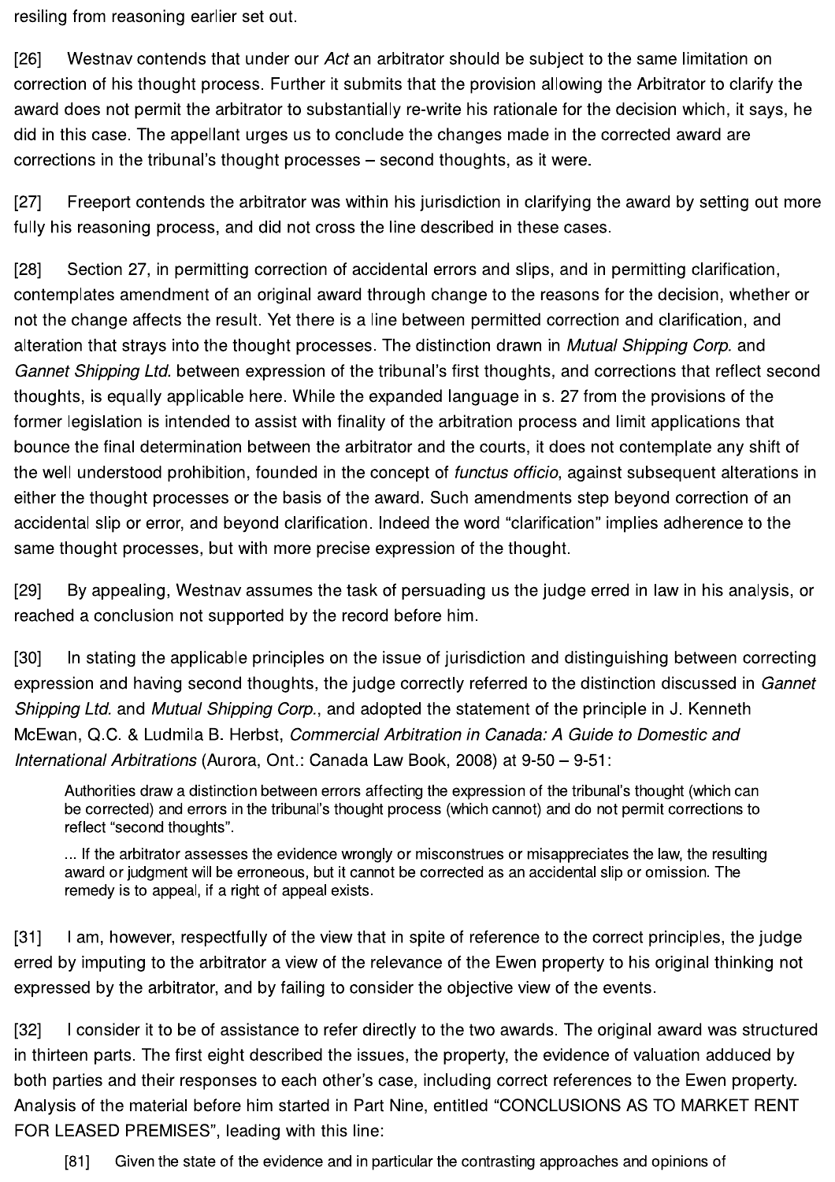resiling from reasoning earlier set out.

[26] Westnav contends that under our *Act* an arbitrator should be subject to the same limitation on correction of his thought process. Further it submits that the provision allowing the Arbitrator to clarify the award does not permit the arbitrator to substantially re-write his rationale for the decision which, it says, he did in this case. The appellant urges us to conclude the changes made in the corrected award are corrections in the tribunal's thought processes – second thoughts, as it were.

[27] Freeport contends the arbitrator was within his jurisdiction in clarifying the award by setting out more fully his reasoning process, and did not cross the line described in these cases.

[28] Section 27, in permitting correction of accidental errors and slips, and in permitting clarification, contemplates amendment of an original award through change to the reasons for the decision, whether or not the change affects the result. Yet there is a line between permitted correction and clarification, and alteration that strays into the thought processes. The distinction drawn in *Mutual Shipping Corp.* and *Gannet Shipping Ltd.* between expression of the tribunal's first thoughts, and corrections that reflect second thoughts, is equally applicable here. While the expanded language in s. 27 from the provisions of the former legislation is intended to assist with finality of the arbitration process and limit applications that bounce the final determination between the arbitrator and the courts, it does not contemplate any shift of the well understood prohibition, founded in the concept of *functus officio*, against subsequent alterations in either the thought processes or the basis of the award. Such amendments step beyond correction of an accidental slip or error, and beyond clarification. Indeed the word "clarification" implies adherence to the same thought processes, but with more precise expression of the thought.

[29] By appealing, Westnav assumes the task of persuading us the judge erred in law in his analysis, or reached a conclusion not supported by the record before him.

[30] In stating the applicable principles on the issue of jurisdiction and distinguishing between correcting expression and having second thoughts, the judge correctly referred to the distinction discussed in *Gannet Shipping Ltd.* and *Mutual Shipping Corp.*, and adopted the statement of the principle in J. Kenneth McEwan, Q.C. & Ludmila B. Herbst, *Commercial Arbitration in Canada: A Guide to Domestic and International Arbitrations* (Aurora, Ont.: Canada Law Book, 2008) at 9-50 – 9-51:

> Authorities draw a distinction between errors affecting the expression of the tribunal's thought (which can be corrected) and errors in the tribunal's thought process (which cannot) and do not permit corrections to reflect "second thoughts".
>
> ... If the arbitrator assesses the evidence wrongly or misconstrues or misappreciates the law, the resulting award or judgment will be erroneous, but it cannot be corrected as an accidental slip or omission. The remedy is to appeal, if a right of appeal exists.

[31] I am, however, respectfully of the view that in spite of reference to the correct principles, the judge erred by imputing to the arbitrator a view of the relevance of the Ewen property to his original thinking not expressed by the arbitrator, and by failing to consider the objective view of the events.

[32] I consider it to be of assistance to refer directly to the two awards. The original award was structured in thirteen parts. The first eight described the issues, the property, the evidence of valuation adduced by both parties and their responses to each other's case, including correct references to the Ewen property. Analysis of the material before him started in Part Nine, entitled "CONCLUSIONS AS TO MARKET RENT FOR LEASED PREMISES", leading with this line:

> [81] Given the state of the evidence and in particular the contrasting approaches and opinions of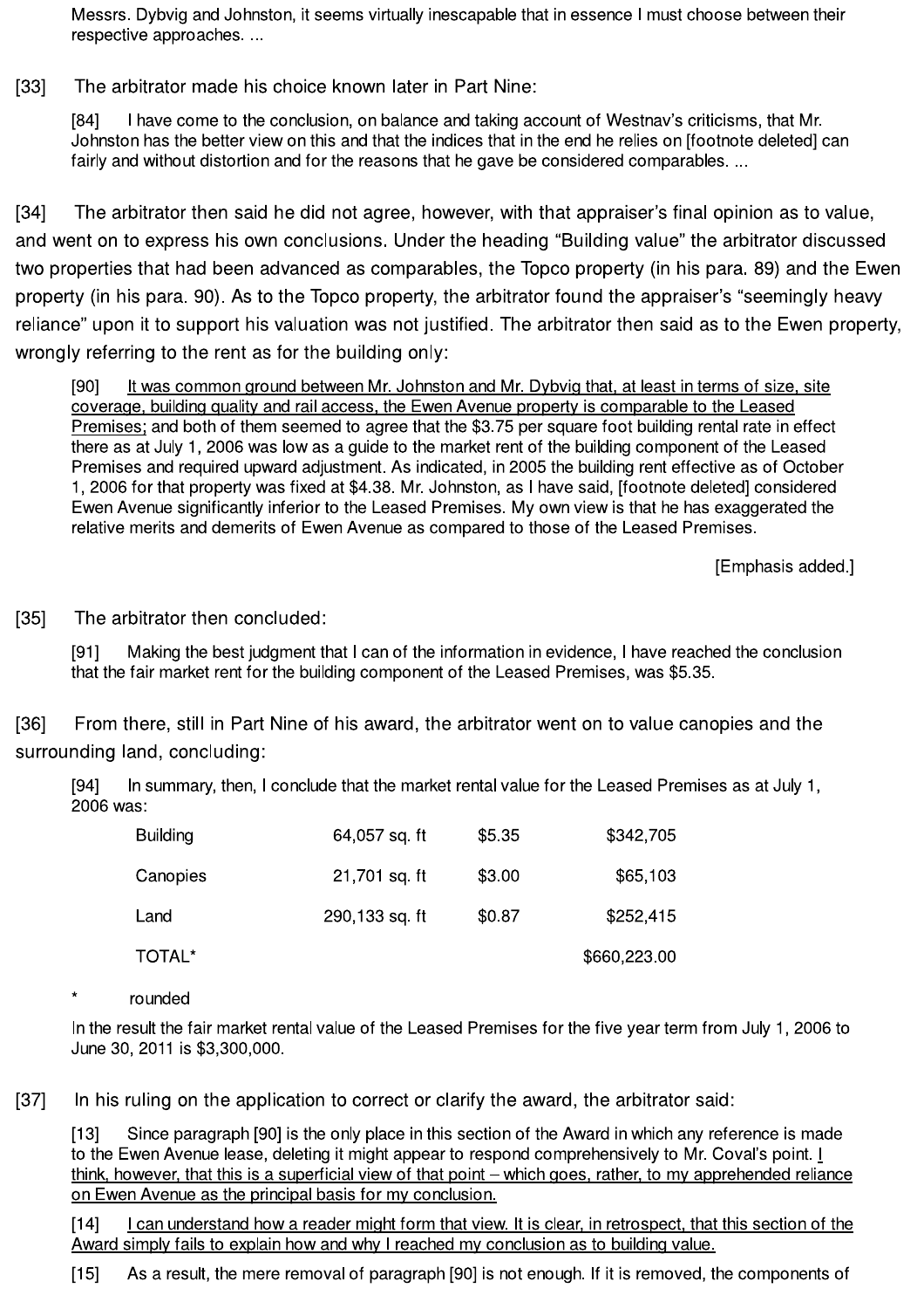Messrs. Dybvig and Johnston, it seems virtually inescapable that in essence I must choose between their respective approaches. ...

[33] The arbitrator made his choice known later in Part Nine:

> [84] I have come to the conclusion, on balance and taking account of Westnav's criticisms, that Mr. Johnston has the better view on this and that the indices that in the end he relies on [footnote deleted] can fairly and without distortion and for the reasons that he gave be considered comparables. ...

[34] The arbitrator then said he did not agree, however, with that appraiser's final opinion as to value, and went on to express his own conclusions. Under the heading "Building value" the arbitrator discussed two properties that had been advanced as comparables, the Topco property (in his para. 89) and the Ewen property (in his para. 90). As to the Topco property, the arbitrator found the appraiser's "seemingly heavy reliance" upon it to support his valuation was not justified. The arbitrator then said as to the Ewen property, wrongly referring to the rent as for the building only:

> [90] <u>It was common ground between Mr. Johnston and Mr. Dybvig that, at least in terms of size, site coverage, building quality and rail access, the Ewen Avenue property is comparable to the Leased Premises;</u> and both of them seemed to agree that the $3.75 per square foot building rental rate in effect there as at July 1, 2006 was low as a guide to the market rent of the building component of the Leased Premises and required upward adjustment. As indicated, in 2005 the building rent effective as of October 1, 2006 for that property was fixed at $4.38. Mr. Johnston, as I have said, [footnote deleted] considered Ewen Avenue significantly inferior to the Leased Premises. My own view is that he has exaggerated the relative merits and demerits of Ewen Avenue as compared to those of the Leased Premises.
>
> [Emphasis added.]

[35] The arbitrator then concluded:

> [91] Making the best judgment that I can of the information in evidence, I have reached the conclusion that the fair market rent for the building component of the Leased Premises, was $5.35.

[36] From there, still in Part Nine of his award, the arbitrator went on to value canopies and the surrounding land, concluding:

> [94] In summary, then, I conclude that the market rental value for the Leased Premises as at July 1, 2006 was:
>
> | | | | |
> |---|---|---|---|
> | Building | 64,057 sq. ft | $5.35 | $342,705 |
> | Canopies | 21,701 sq. ft | $3.00 | $65,103 |
> | Land | 290,133 sq. ft | $0.87 | $252,415 |
> | TOTAL* | | | $660,223.00 |
>
> \* rounded
>
> In the result the fair market rental value of the Leased Premises for the five year term from July 1, 2006 to June 30, 2011 is $3,300,000.

[37] In his ruling on the application to correct or clarify the award, the arbitrator said:

> [13] Since paragraph [90] is the only place in this section of the Award in which any reference is made to the Ewen Avenue lease, deleting it might appear to respond comprehensively to Mr. Coval's point. <u>I think, however, that this is a superficial view of that point – which goes, rather, to my apprehended reliance on Ewen Avenue as the principal basis for my conclusion.</u>
>
> [14] <u>I can understand how a reader might form that view. It is clear, in retrospect, that this section of the Award simply fails to explain how and why I reached my conclusion as to building value.</u>
>
> [15] As a result, the mere removal of paragraph [90] is not enough. If it is removed, the components of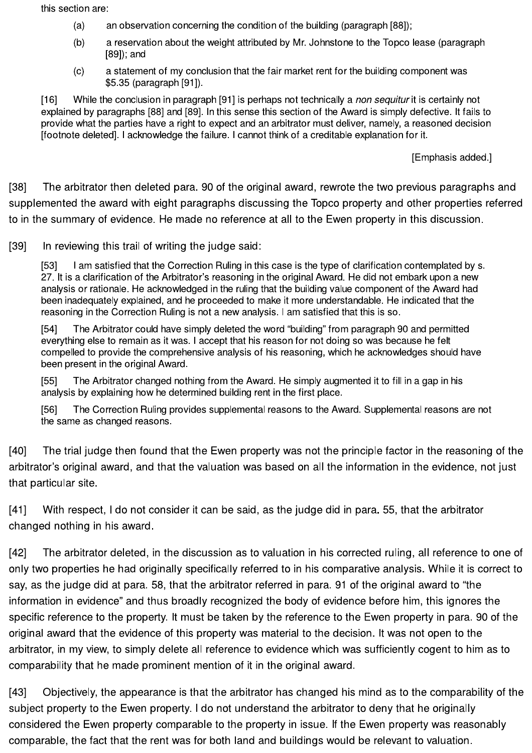this section are:

> (a) an observation concerning the condition of the building (paragraph [88]);
>
> (b) a reservation about the weight attributed by Mr. Johnstone to the Topco lease (paragraph [89]); and
>
> (c) a statement of my conclusion that the fair market rent for the building component was $5.35 (paragraph [91]).
>
> [16] While the conclusion in paragraph [91] is perhaps not technically a *non sequitur* it is certainly not explained by paragraphs [88] and [89]. In this sense this section of the Award is simply defective. It fails to provide what the parties have a right to expect and an arbitrator must deliver, namely, a reasoned decision [footnote deleted]. I acknowledge the failure. I cannot think of a creditable explanation for it.
>
> [Emphasis added.]

[38] The arbitrator then deleted para. 90 of the original award, rewrote the two previous paragraphs and supplemented the award with eight paragraphs discussing the Topco property and other properties referred to in the summary of evidence. He made no reference at all to the Ewen property in this discussion.

[39] In reviewing this trail of writing the judge said:

> [53] I am satisfied that the Correction Ruling in this case is the type of clarification contemplated by s. 27. It is a clarification of the Arbitrator's reasoning in the original Award. He did not embark upon a new analysis or rationale. He acknowledged in the ruling that the building value component of the Award had been inadequately explained, and he proceeded to make it more understandable. He indicated that the reasoning in the Correction Ruling is not a new analysis. I am satisfied that this is so.
>
> [54] The Arbitrator could have simply deleted the word "building" from paragraph 90 and permitted everything else to remain as it was. I accept that his reason for not doing so was because he felt compelled to provide the comprehensive analysis of his reasoning, which he acknowledges should have been present in the original Award.
>
> [55] The Arbitrator changed nothing from the Award. He simply augmented it to fill in a gap in his analysis by explaining how he determined building rent in the first place.
>
> [56] The Correction Ruling provides supplemental reasons to the Award. Supplemental reasons are not the same as changed reasons.

[40] The trial judge then found that the Ewen property was not the principle factor in the reasoning of the arbitrator's original award, and that the valuation was based on all the information in the evidence, not just that particular site.

[41] With respect, I do not consider it can be said, as the judge did in para. 55, that the arbitrator changed nothing in his award.

[42] The arbitrator deleted, in the discussion as to valuation in his corrected ruling, all reference to one of only two properties he had originally specifically referred to in his comparative analysis. While it is correct to say, as the judge did at para. 58, that the arbitrator referred in para. 91 of the original award to "the information in evidence" and thus broadly recognized the body of evidence before him, this ignores the specific reference to the property. It must be taken by the reference to the Ewen property in para. 90 of the original award that the evidence of this property was material to the decision. It was not open to the arbitrator, in my view, to simply delete all reference to evidence which was sufficiently cogent to him as to comparability that he made prominent mention of it in the original award.

[43] Objectively, the appearance is that the arbitrator has changed his mind as to the comparability of the subject property to the Ewen property. I do not understand the arbitrator to deny that he originally considered the Ewen property comparable to the property in issue. If the Ewen property was reasonably comparable, the fact that the rent was for both land and buildings would be relevant to valuation.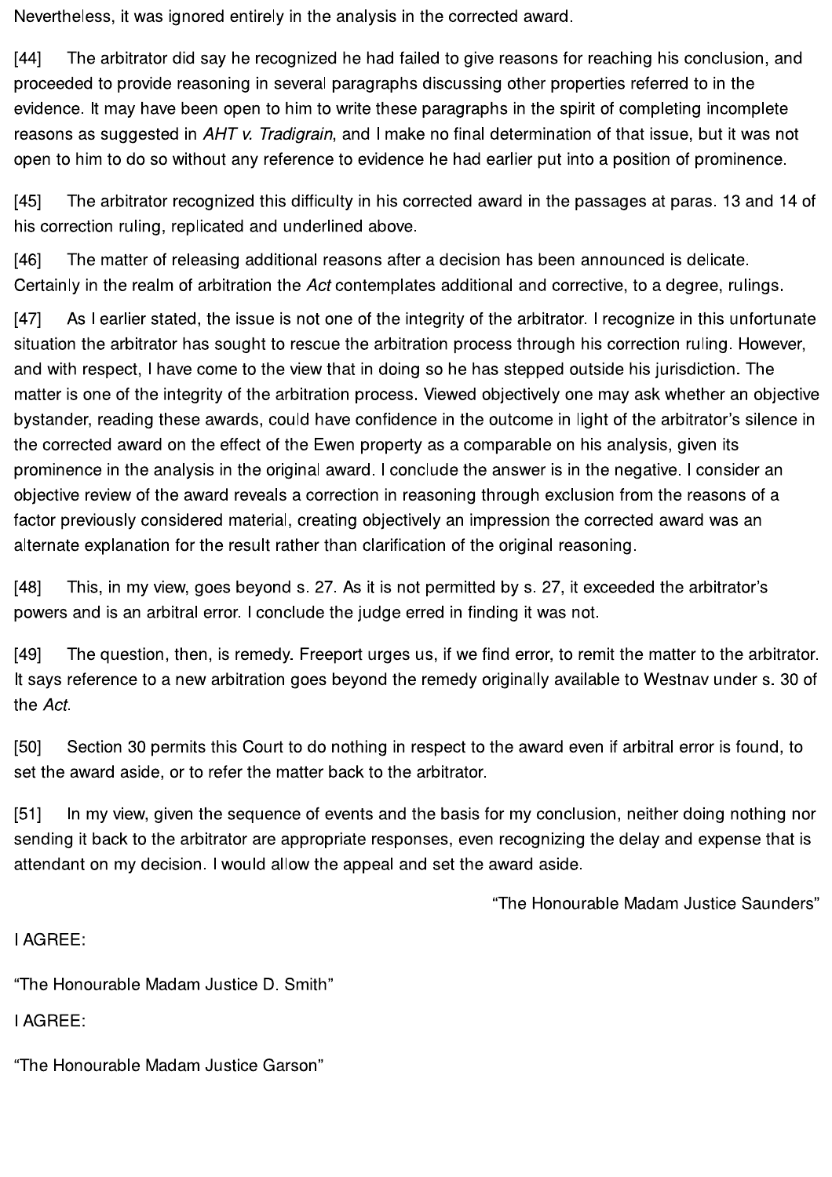Nevertheless, it was ignored entirely in the analysis in the corrected award.

[44] The arbitrator did say he recognized he had failed to give reasons for reaching his conclusion, and proceeded to provide reasoning in several paragraphs discussing other properties referred to in the evidence. It may have been open to him to write these paragraphs in the spirit of completing incomplete reasons as suggested in *AHT v. Tradigrain*, and I make no final determination of that issue, but it was not open to him to do so without any reference to evidence he had earlier put into a position of prominence.

[45] The arbitrator recognized this difficulty in his corrected award in the passages at paras. 13 and 14 of his correction ruling, replicated and underlined above.

[46] The matter of releasing additional reasons after a decision has been announced is delicate. Certainly in the realm of arbitration the *Act* contemplates additional and corrective, to a degree, rulings.

[47] As I earlier stated, the issue is not one of the integrity of the arbitrator. I recognize in this unfortunate situation the arbitrator has sought to rescue the arbitration process through his correction ruling. However, and with respect, I have come to the view that in doing so he has stepped outside his jurisdiction. The matter is one of the integrity of the arbitration process. Viewed objectively one may ask whether an objective bystander, reading these awards, could have confidence in the outcome in light of the arbitrator's silence in the corrected award on the effect of the Ewen property as a comparable on his analysis, given its prominence in the analysis in the original award. I conclude the answer is in the negative. I consider an objective review of the award reveals a correction in reasoning through exclusion from the reasons of a factor previously considered material, creating objectively an impression the corrected award was an alternate explanation for the result rather than clarification of the original reasoning.

[48] This, in my view, goes beyond s. 27. As it is not permitted by s. 27, it exceeded the arbitrator's powers and is an arbitral error. I conclude the judge erred in finding it was not.

[49] The question, then, is remedy. Freeport urges us, if we find error, to remit the matter to the arbitrator. It says reference to a new arbitration goes beyond the remedy originally available to Westnav under s. 30 of the *Act*.

[50] Section 30 permits this Court to do nothing in respect to the award even if arbitral error is found, to set the award aside, or to refer the matter back to the arbitrator.

[51] In my view, given the sequence of events and the basis for my conclusion, neither doing nothing nor sending it back to the arbitrator are appropriate responses, even recognizing the delay and expense that is attendant on my decision. I would allow the appeal and set the award aside.

"The Honourable Madam Justice Saunders"

I AGREE:

"The Honourable Madam Justice D. Smith"

I AGREE:

"The Honourable Madam Justice Garson"